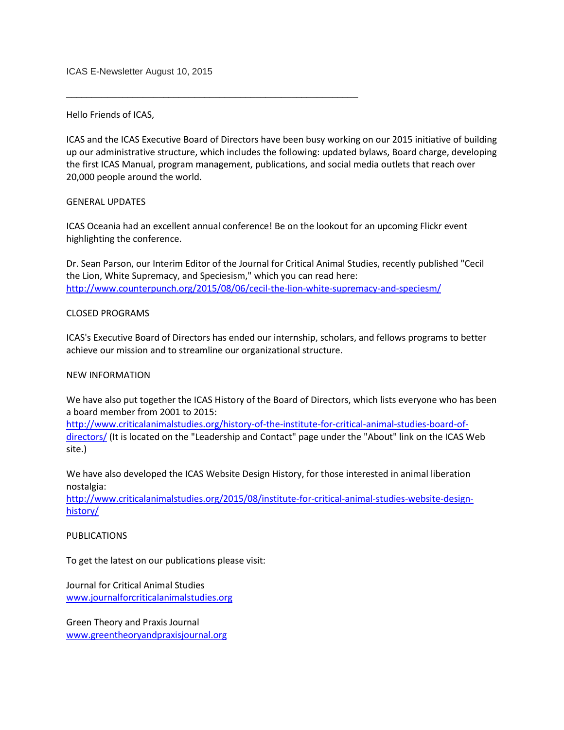ICAS E-Newsletter August 10, 2015

---

Hello Friends of ICAS,

ICAS and the ICAS Executive Board of Directors have been busy working on our 2015 initiative of building up our administrative structure, which includes the following: updated bylaws, Board charge, developing the first ICAS Manual, program management, publications, and social media outlets that reach over 20,000 people around the world.

## GENERAL UPDATES

ICAS Oceania had an excellent annual conference! Be on the lookout for an upcoming Flickr event highlighting the conference.

Dr. Sean Parson, our Interim Editor of the Journal for Critical Animal Studies, recently published "Cecil the Lion, White Supremacy, and Speciesism," which you can read here: [http://www.counterpunch.org/2015/08/06/cecil-the-lion-white-supremacy-and-speciesm/](http://www.counterpunch.org/2015/08/06/cecil-the-lion-white-supremacy-and-speciesm/)

## CLOSED PROGRAMS

ICAS's Executive Board of Directors has ended our internship, scholars, and fellows programs to better achieve our mission and to streamline our organizational structure.

## NEW INFORMATION

We have also put together the ICAS History of the Board of Directors, which lists everyone who has been a board member from 2001 to 2015: [http://www.criticalanimalstudies.org/history-of-the-institute-for-critical-animal-studies-board-of-directors/](http://www.criticalanimalstudies.org/history-of-the-institute-for-critical-animal-studies-board-of-directors/) (It is located on the "Leadership and Contact" page under the "About" link on the ICAS Web site.)

We have also developed the ICAS Website Design History, for those interested in animal liberation nostalgia: [http://www.criticalanimalstudies.org/2015/08/institute-for-critical-animal-studies-website-design-history/](http://www.criticalanimalstudies.org/2015/08/institute-for-critical-animal-studies-website-design-history/)

## PUBLICATIONS

To get the latest on our publications please visit:

Journal for Critical Animal Studies
[www.journalforcriticalanimalstudies.org](http://www.journalforcriticalanimalstudies.org)

Green Theory and Praxis Journal
[www.greentheoryandpraxisjournal.org](http://www.greentheoryandpraxisjournal.org)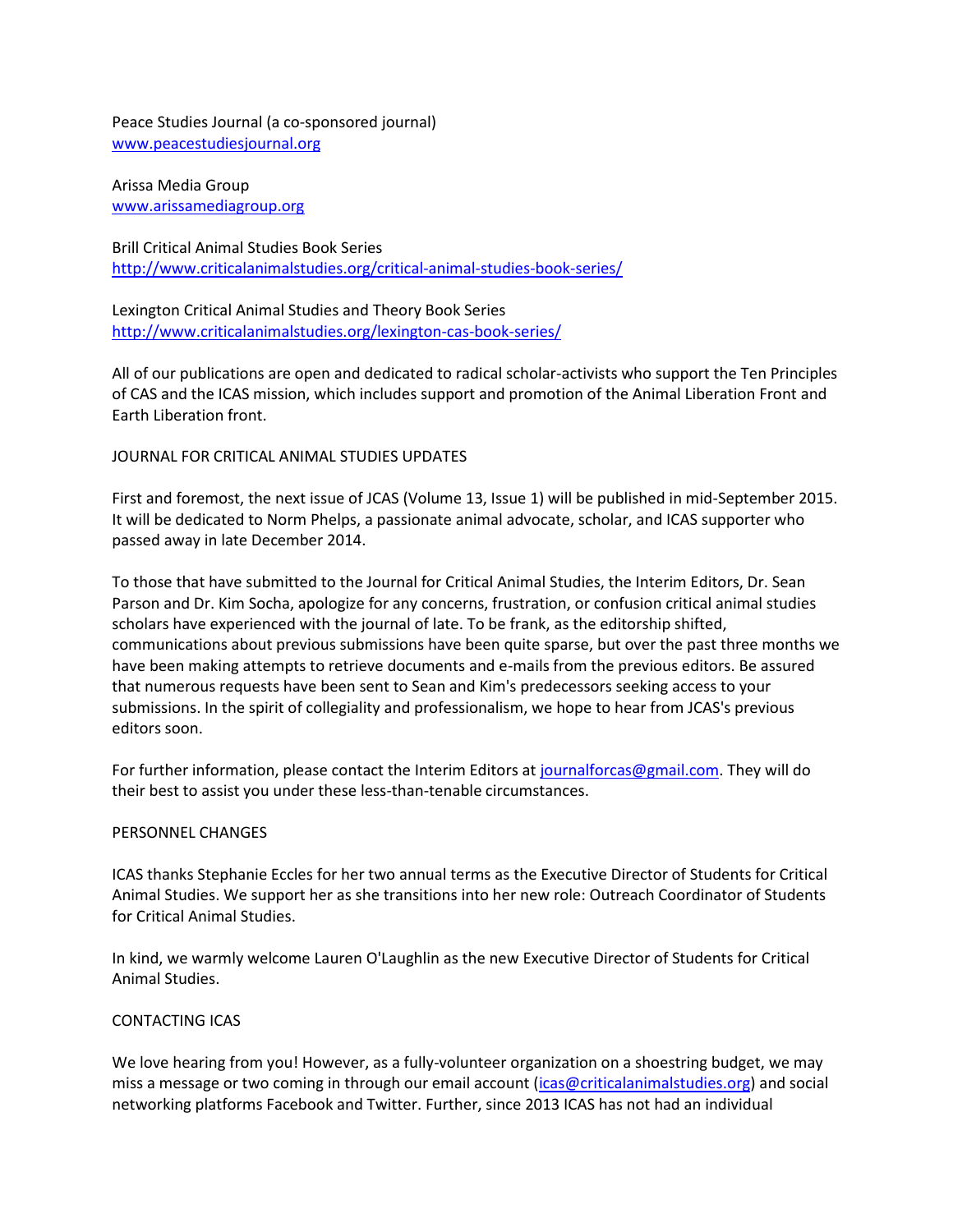Peace Studies Journal (a co-sponsored journal)
[www.peacestudiesjournal.org](http://www.peacestudiesjournal.org)

Arissa Media Group
[www.arissamediagroup.org](http://www.arissamediagroup.org)

Brill Critical Animal Studies Book Series
[http://www.criticalanimalstudies.org/critical-animal-studies-book-series/](http://www.criticalanimalstudies.org/critical-animal-studies-book-series/)

Lexington Critical Animal Studies and Theory Book Series
[http://www.criticalanimalstudies.org/lexington-cas-book-series/](http://www.criticalanimalstudies.org/lexington-cas-book-series/)

All of our publications are open and dedicated to radical scholar-activists who support the Ten Principles of CAS and the ICAS mission, which includes support and promotion of the Animal Liberation Front and Earth Liberation front.

JOURNAL FOR CRITICAL ANIMAL STUDIES UPDATES

First and foremost, the next issue of JCAS (Volume 13, Issue 1) will be published in mid-September 2015. It will be dedicated to Norm Phelps, a passionate animal advocate, scholar, and ICAS supporter who passed away in late December 2014.

To those that have submitted to the Journal for Critical Animal Studies, the Interim Editors, Dr. Sean Parson and Dr. Kim Socha, apologize for any concerns, frustration, or confusion critical animal studies scholars have experienced with the journal of late. To be frank, as the editorship shifted, communications about previous submissions have been quite sparse, but over the past three months we have been making attempts to retrieve documents and e-mails from the previous editors. Be assured that numerous requests have been sent to Sean and Kim's predecessors seeking access to your submissions. In the spirit of collegiality and professionalism, we hope to hear from JCAS's previous editors soon.

For further information, please contact the Interim Editors at [journalforcas@gmail.com](mailto:journalforcas@gmail.com). They will do their best to assist you under these less-than-tenable circumstances.

PERSONNEL CHANGES

ICAS thanks Stephanie Eccles for her two annual terms as the Executive Director of Students for Critical Animal Studies. We support her as she transitions into her new role: Outreach Coordinator of Students for Critical Animal Studies.

In kind, we warmly welcome Lauren O'Laughlin as the new Executive Director of Students for Critical Animal Studies.

CONTACTING ICAS

We love hearing from you! However, as a fully-volunteer organization on a shoestring budget, we may miss a message or two coming in through our email account ([icas@criticalanimalstudies.org](mailto:icas@criticalanimalstudies.org)) and social networking platforms Facebook and Twitter. Further, since 2013 ICAS has not had an individual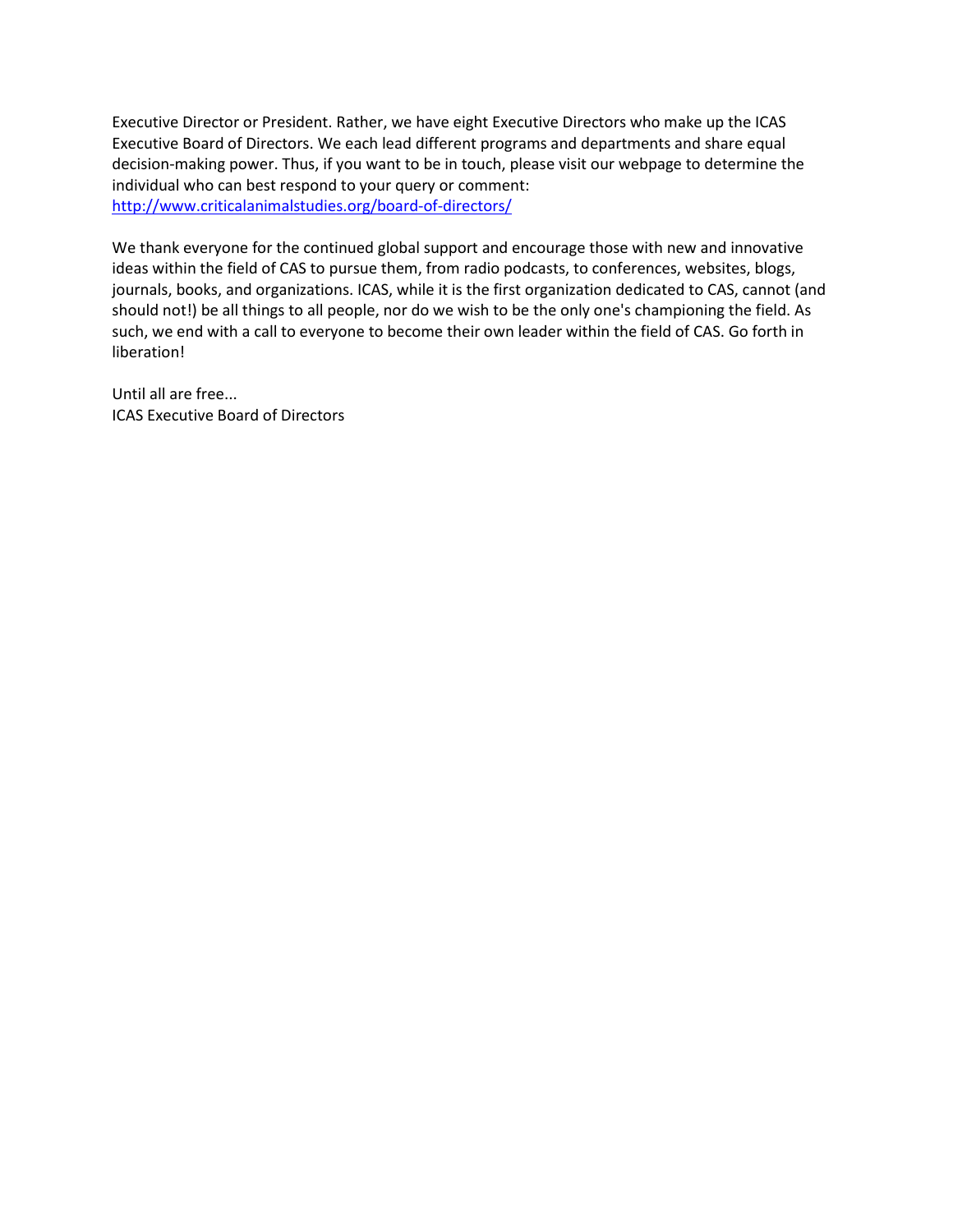Executive Director or President. Rather, we have eight Executive Directors who make up the ICAS Executive Board of Directors. We each lead different programs and departments and share equal decision-making power. Thus, if you want to be in touch, please visit our webpage to determine the individual who can best respond to your query or comment: [http://www.criticalanimalstudies.org/board-of-directors/](http://www.criticalanimalstudies.org/board-of-directors/)

We thank everyone for the continued global support and encourage those with new and innovative ideas within the field of CAS to pursue them, from radio podcasts, to conferences, websites, blogs, journals, books, and organizations. ICAS, while it is the first organization dedicated to CAS, cannot (and should not!) be all things to all people, nor do we wish to be the only one's championing the field. As such, we end with a call to everyone to become their own leader within the field of CAS. Go forth in liberation!

Until all are free...
ICAS Executive Board of Directors